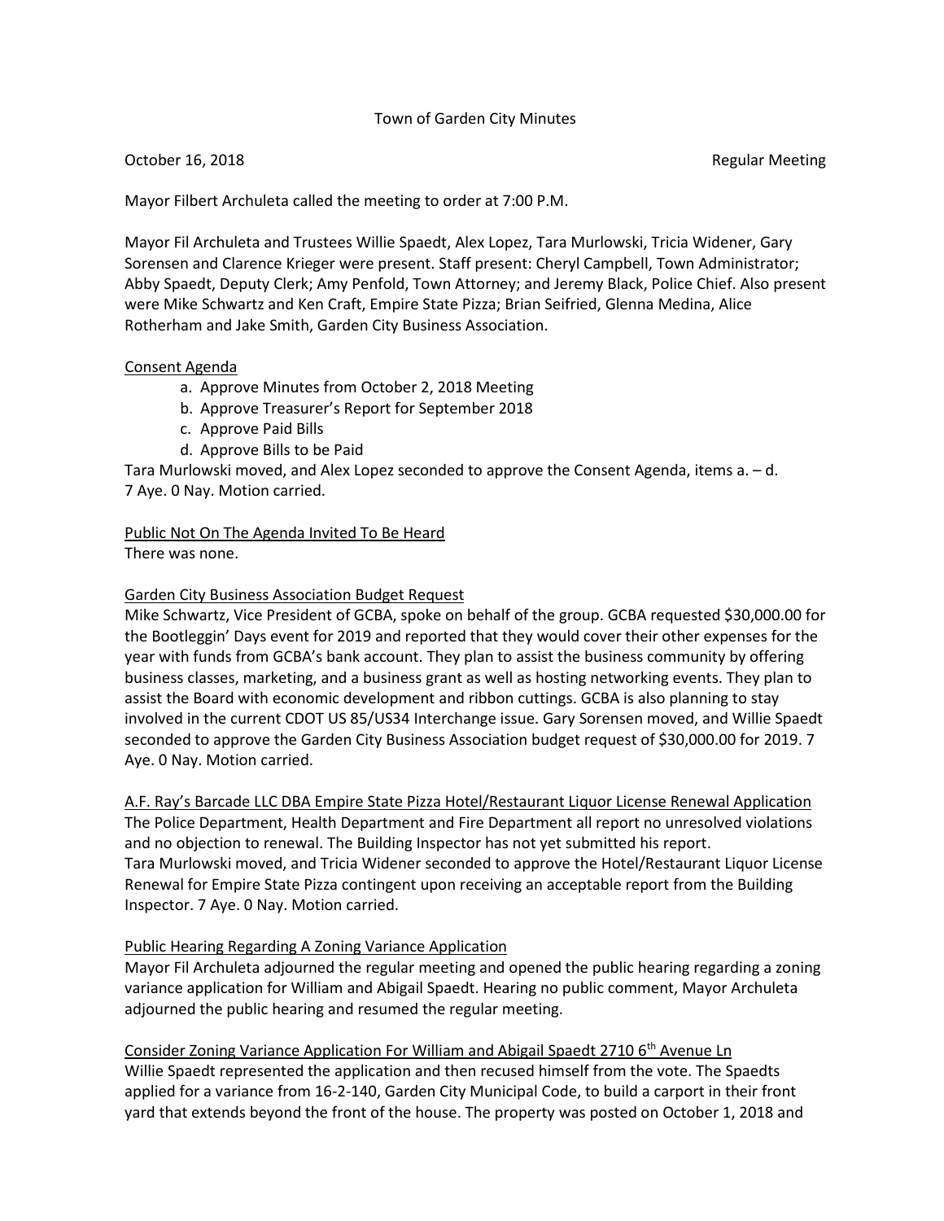# Town of Garden City Minutes

October 16, 2018 Regular Meeting

Mayor Filbert Archuleta called the meeting to order at 7:00 P.M.

Mayor Fil Archuleta and Trustees Willie Spaedt, Alex Lopez, Tara Murlowski, Tricia Widener, Gary Sorensen and Clarence Krieger were present. Staff present: Cheryl Campbell, Town Administrator; Abby Spaedt, Deputy Clerk; Amy Penfold, Town Attorney; and Jeremy Black, Police Chief. Also present were Mike Schwartz and Ken Craft, Empire State Pizza; Brian Seifried, Glenna Medina, Alice Rotherham and Jake Smith, Garden City Business Association.

## Consent Agenda

a. Approve Minutes from October 2, 2018 Meeting
b. Approve Treasurer's Report for September 2018
c. Approve Paid Bills
d. Approve Bills to be Paid

Tara Murlowski moved, and Alex Lopez seconded to approve the Consent Agenda, items a. – d. 7 Aye. 0 Nay. Motion carried.

## Public Not On The Agenda Invited To Be Heard

There was none.

## Garden City Business Association Budget Request

Mike Schwartz, Vice President of GCBA, spoke on behalf of the group. GCBA requested $30,000.00 for the Bootleggin' Days event for 2019 and reported that they would cover their other expenses for the year with funds from GCBA's bank account. They plan to assist the business community by offering business classes, marketing, and a business grant as well as hosting networking events. They plan to assist the Board with economic development and ribbon cuttings. GCBA is also planning to stay involved in the current CDOT US 85/US34 Interchange issue. Gary Sorensen moved, and Willie Spaedt seconded to approve the Garden City Business Association budget request of $30,000.00 for 2019. 7 Aye. 0 Nay. Motion carried.

## A.F. Ray's Barcade LLC DBA Empire State Pizza Hotel/Restaurant Liquor License Renewal Application

The Police Department, Health Department and Fire Department all report no unresolved violations and no objection to renewal. The Building Inspector has not yet submitted his report.
Tara Murlowski moved, and Tricia Widener seconded to approve the Hotel/Restaurant Liquor License Renewal for Empire State Pizza contingent upon receiving an acceptable report from the Building Inspector. 7 Aye. 0 Nay. Motion carried.

## Public Hearing Regarding A Zoning Variance Application

Mayor Fil Archuleta adjourned the regular meeting and opened the public hearing regarding a zoning variance application for William and Abigail Spaedt. Hearing no public comment, Mayor Archuleta adjourned the public hearing and resumed the regular meeting.

## Consider Zoning Variance Application For William and Abigail Spaedt 2710 6th Avenue Ln

Willie Spaedt represented the application and then recused himself from the vote. The Spaedts applied for a variance from 16-2-140, Garden City Municipal Code, to build a carport in their front yard that extends beyond the front of the house. The property was posted on October 1, 2018 and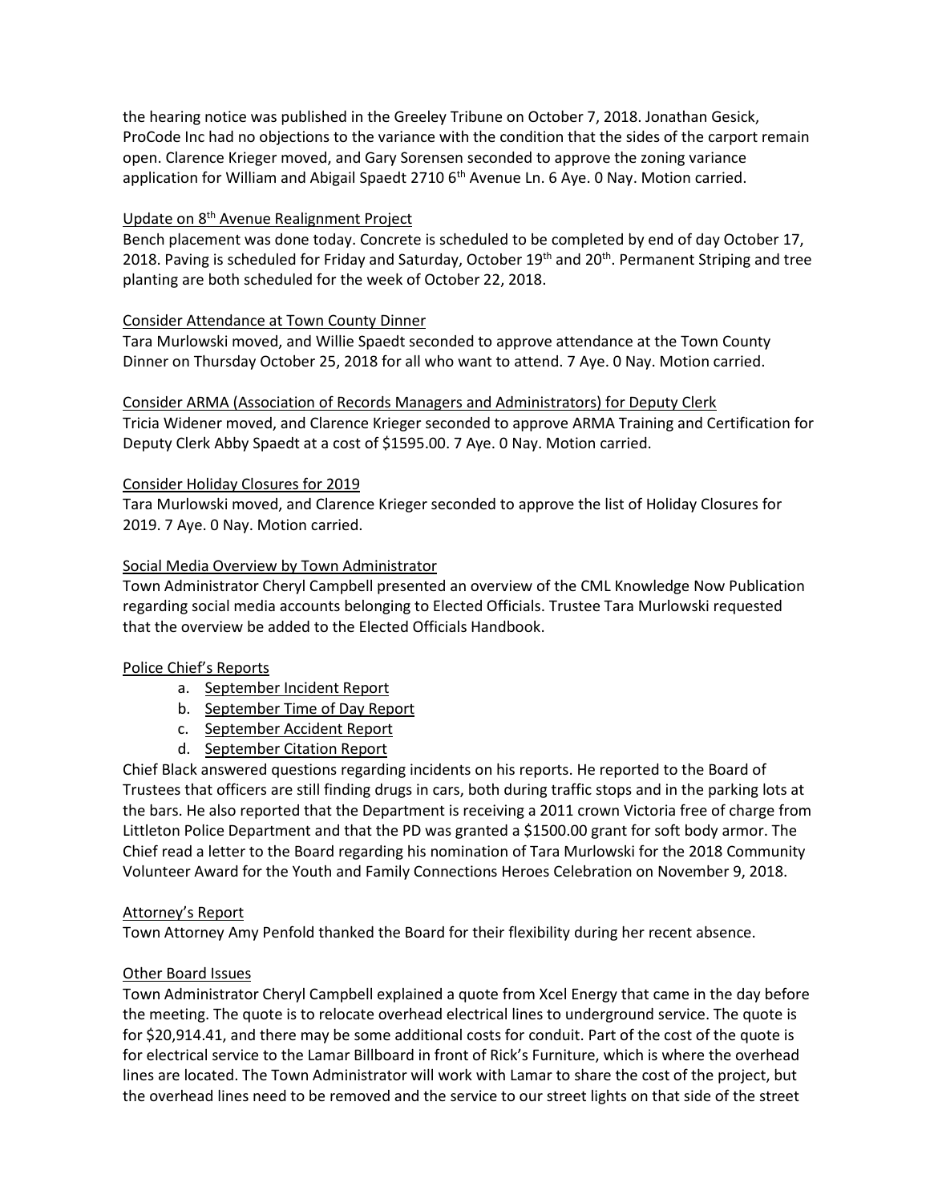the hearing notice was published in the Greeley Tribune on October 7, 2018. Jonathan Gesick, ProCode Inc had no objections to the variance with the condition that the sides of the carport remain open. Clarence Krieger moved, and Gary Sorensen seconded to approve the zoning variance application for William and Abigail Spaedt 2710 6th Avenue Ln. 6 Aye. 0 Nay. Motion carried.

Update on 8th Avenue Realignment Project

Bench placement was done today. Concrete is scheduled to be completed by end of day October 17, 2018. Paving is scheduled for Friday and Saturday, October 19th and 20th. Permanent Striping and tree planting are both scheduled for the week of October 22, 2018.

Consider Attendance at Town County Dinner

Tara Murlowski moved, and Willie Spaedt seconded to approve attendance at the Town County Dinner on Thursday October 25, 2018 for all who want to attend. 7 Aye. 0 Nay. Motion carried.

Consider ARMA (Association of Records Managers and Administrators) for Deputy Clerk

Tricia Widener moved, and Clarence Krieger seconded to approve ARMA Training and Certification for Deputy Clerk Abby Spaedt at a cost of $1595.00. 7 Aye. 0 Nay. Motion carried.

Consider Holiday Closures for 2019

Tara Murlowski moved, and Clarence Krieger seconded to approve the list of Holiday Closures for 2019. 7 Aye. 0 Nay. Motion carried.

Social Media Overview by Town Administrator

Town Administrator Cheryl Campbell presented an overview of the CML Knowledge Now Publication regarding social media accounts belonging to Elected Officials. Trustee Tara Murlowski requested that the overview be added to the Elected Officials Handbook.

Police Chief's Reports

a. September Incident Report
b. September Time of Day Report
c. September Accident Report
d. September Citation Report

Chief Black answered questions regarding incidents on his reports. He reported to the Board of Trustees that officers are still finding drugs in cars, both during traffic stops and in the parking lots at the bars. He also reported that the Department is receiving a 2011 crown Victoria free of charge from Littleton Police Department and that the PD was granted a $1500.00 grant for soft body armor. The Chief read a letter to the Board regarding his nomination of Tara Murlowski for the 2018 Community Volunteer Award for the Youth and Family Connections Heroes Celebration on November 9, 2018.

Attorney's Report

Town Attorney Amy Penfold thanked the Board for their flexibility during her recent absence.

Other Board Issues

Town Administrator Cheryl Campbell explained a quote from Xcel Energy that came in the day before the meeting. The quote is to relocate overhead electrical lines to underground service. The quote is for $20,914.41, and there may be some additional costs for conduit. Part of the cost of the quote is for electrical service to the Lamar Billboard in front of Rick's Furniture, which is where the overhead lines are located. The Town Administrator will work with Lamar to share the cost of the project, but the overhead lines need to be removed and the service to our street lights on that side of the street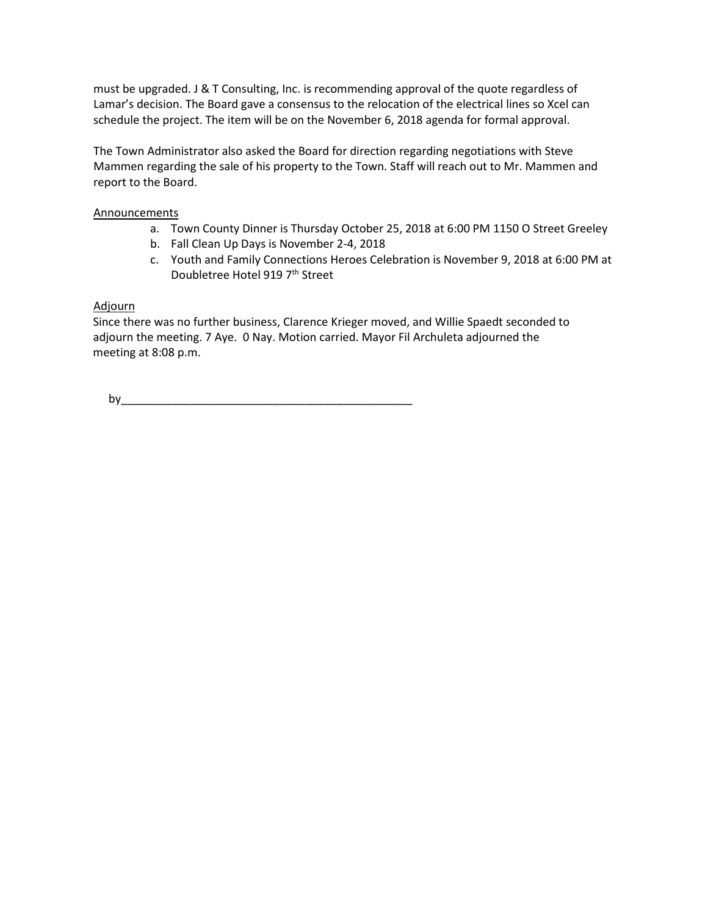must be upgraded. J & T Consulting, Inc. is recommending approval of the quote regardless of Lamar's decision. The Board gave a consensus to the relocation of the electrical lines so Xcel can schedule the project. The item will be on the November 6, 2018 agenda for formal approval.

The Town Administrator also asked the Board for direction regarding negotiations with Steve Mammen regarding the sale of his property to the Town. Staff will reach out to Mr. Mammen and report to the Board.

<u>Announcements</u>

a. Town County Dinner is Thursday October 25, 2018 at 6:00 PM 1150 O Street Greeley
b. Fall Clean Up Days is November 2-4, 2018
c. Youth and Family Connections Heroes Celebration is November 9, 2018 at 6:00 PM at Doubletree Hotel 919 7th Street

<u>Adjourn</u>

Since there was no further business, Clarence Krieger moved, and Willie Spaedt seconded to adjourn the meeting. 7 Aye. 0 Nay. Motion carried. Mayor Fil Archuleta adjourned the meeting at 8:08 p.m.

by_______________________________________________